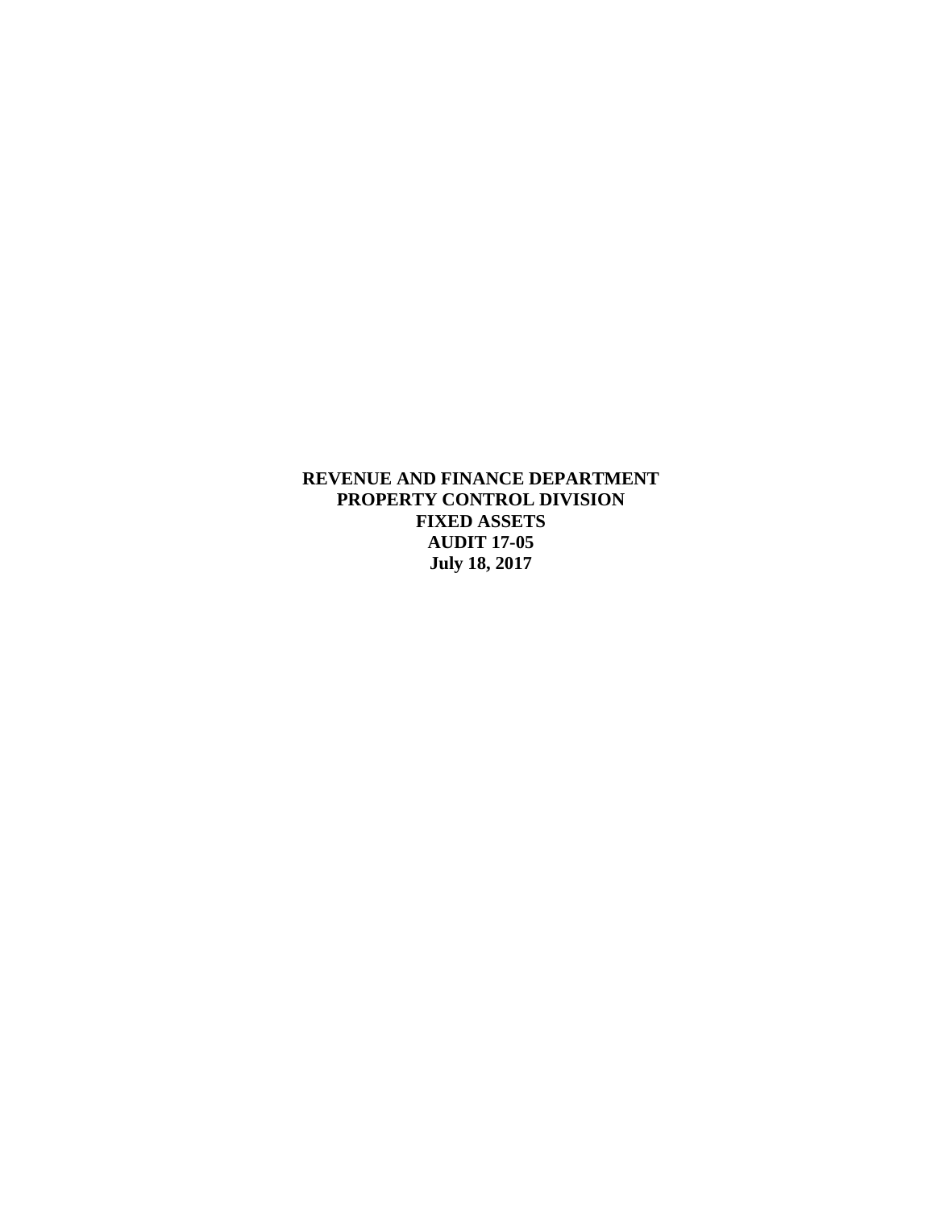**REVENUE AND FINANCE DEPARTMENT**
**PROPERTY CONTROL DIVISION**
**FIXED ASSETS**
**AUDIT 17-05**
**July 18, 2017**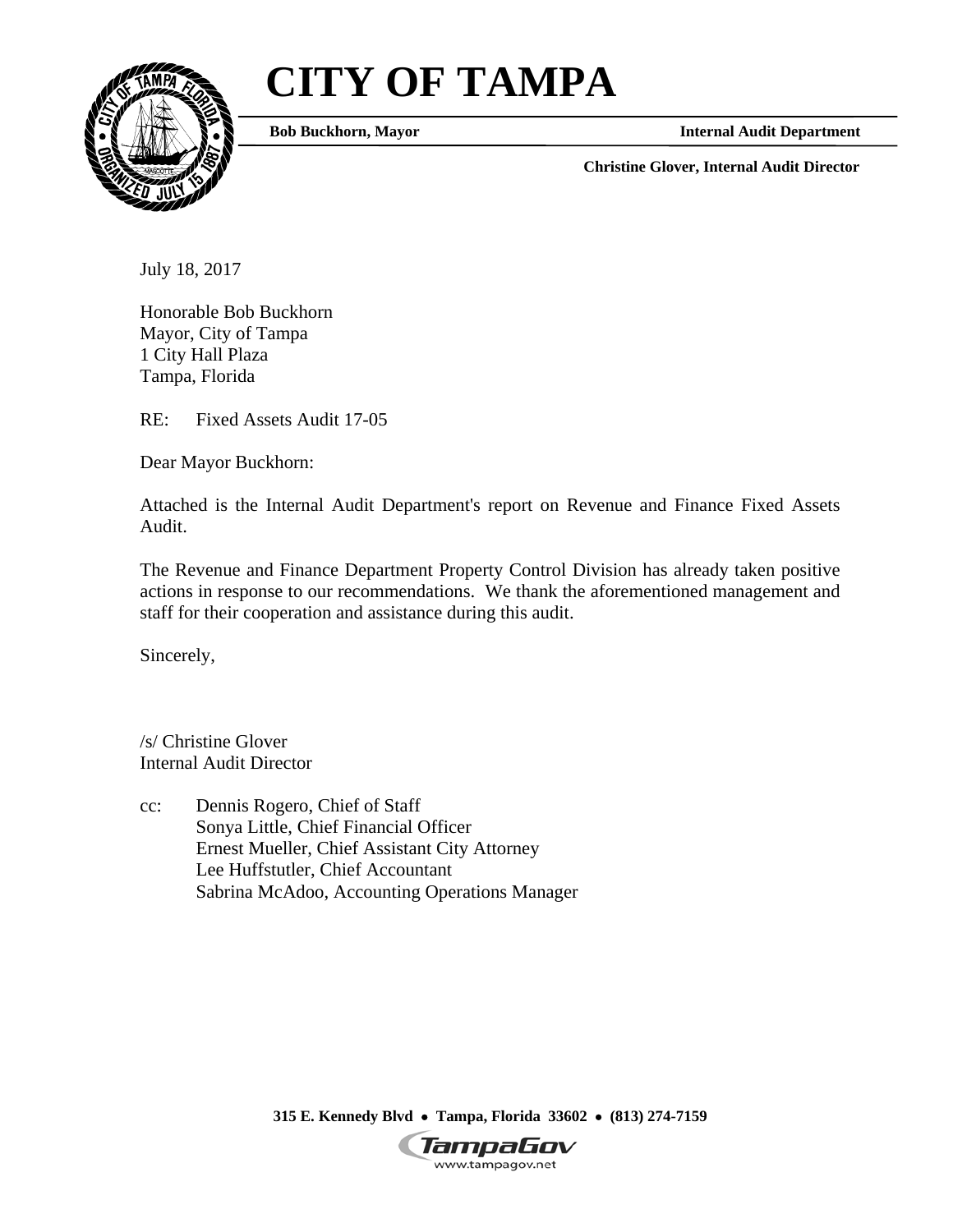# CITY OF TAMPA

**Bob Buckhorn, Mayor** **Internal Audit Department**

**Christine Glover, Internal Audit Director**

July 18, 2017

Honorable Bob Buckhorn
Mayor, City of Tampa
1 City Hall Plaza
Tampa, Florida

RE: Fixed Assets Audit 17-05

Dear Mayor Buckhorn:

Attached is the Internal Audit Department's report on Revenue and Finance Fixed Assets Audit.

The Revenue and Finance Department Property Control Division has already taken positive actions in response to our recommendations. We thank the aforementioned management and staff for their cooperation and assistance during this audit.

Sincerely,

/s/ Christine Glover
Internal Audit Director

cc: Dennis Rogero, Chief of Staff
Sonya Little, Chief Financial Officer
Ernest Mueller, Chief Assistant City Attorney
Lee Huffstutler, Chief Accountant
Sabrina McAdoo, Accounting Operations Manager

315 E. Kennedy Blvd • Tampa, Florida 33602 • (813) 274-7159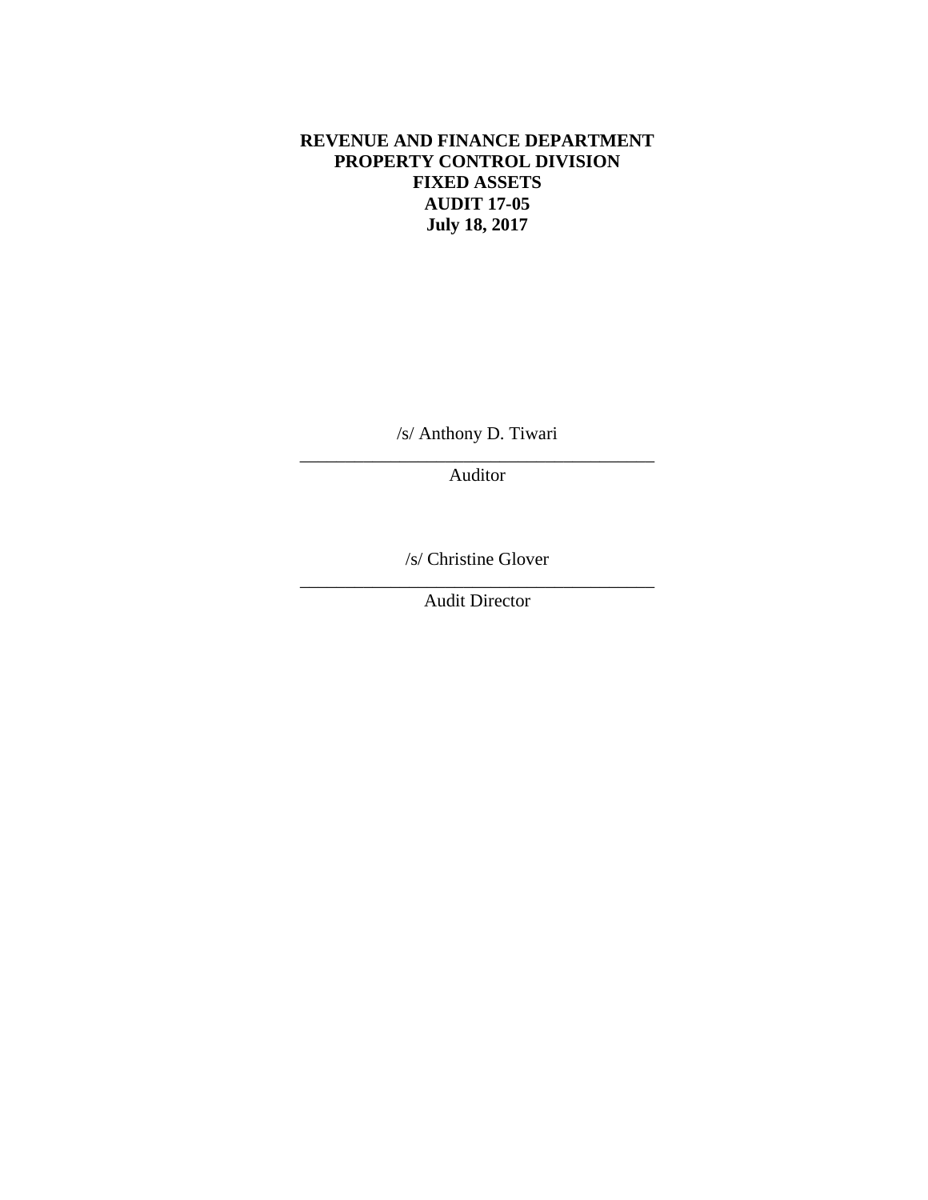**REVENUE AND FINANCE DEPARTMENT**
**PROPERTY CONTROL DIVISION**
**FIXED ASSETS**
**AUDIT 17-05**
**July 18, 2017**

/s/ Anthony D. Tiwari

\_\_\_\_\_\_\_\_\_\_\_\_\_\_\_\_\_\_\_\_\_\_\_\_\_\_\_\_\_\_\_\_\_\_\_\_\_\_\_\_

Auditor

/s/ Christine Glover

\_\_\_\_\_\_\_\_\_\_\_\_\_\_\_\_\_\_\_\_\_\_\_\_\_\_\_\_\_\_\_\_\_\_\_\_\_\_\_\_

Audit Director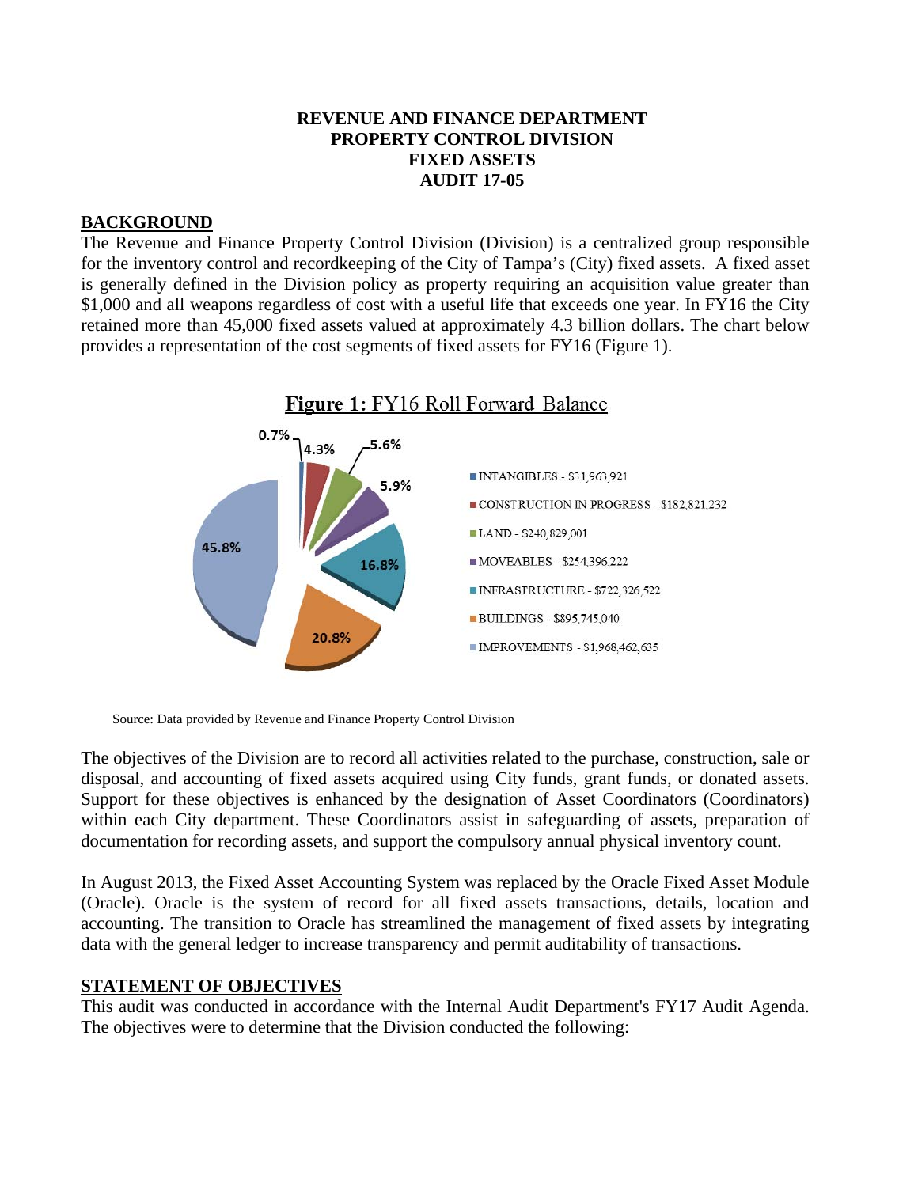**REVENUE AND FINANCE DEPARTMENT**
**PROPERTY CONTROL DIVISION**
**FIXED ASSETS**
**AUDIT 17-05**

## BACKGROUND

The Revenue and Finance Property Control Division (Division) is a centralized group responsible for the inventory control and recordkeeping of the City of Tampa's (City) fixed assets. A fixed asset is generally defined in the Division policy as property requiring an acquisition value greater than $1,000 and all weapons regardless of cost with a useful life that exceeds one year. In FY16 the City retained more than 45,000 fixed assets valued at approximately 4.3 billion dollars. The chart below provides a representation of the cost segments of fixed assets for FY16 (Figure 1).

**Figure 1:** FY16 Roll Forward Balance

| Category | Amount | Percentage |
|---|---|---|
| INTANGIBLES | $31,963,921 | 0.7% |
| CONSTRUCTION IN PROGRESS | $182,821,232 | 4.3% |
| LAND | $240,829,001 | 5.6% |
| MOVEABLES | $254,396,222 | 5.9% |
| INFRASTRUCTURE | $722,326,522 | 16.8% |
| BUILDINGS | $895,745,040 | 20.8% |
| IMPROVEMENTS | $1,968,462,635 | 45.8% |

Source: Data provided by Revenue and Finance Property Control Division

The objectives of the Division are to record all activities related to the purchase, construction, sale or disposal, and accounting of fixed assets acquired using City funds, grant funds, or donated assets. Support for these objectives is enhanced by the designation of Asset Coordinators (Coordinators) within each City department. These Coordinators assist in safeguarding of assets, preparation of documentation for recording assets, and support the compulsory annual physical inventory count.

In August 2013, the Fixed Asset Accounting System was replaced by the Oracle Fixed Asset Module (Oracle). Oracle is the system of record for all fixed assets transactions, details, location and accounting. The transition to Oracle has streamlined the management of fixed assets by integrating data with the general ledger to increase transparency and permit auditability of transactions.

## STATEMENT OF OBJECTIVES

This audit was conducted in accordance with the Internal Audit Department's FY17 Audit Agenda. The objectives were to determine that the Division conducted the following: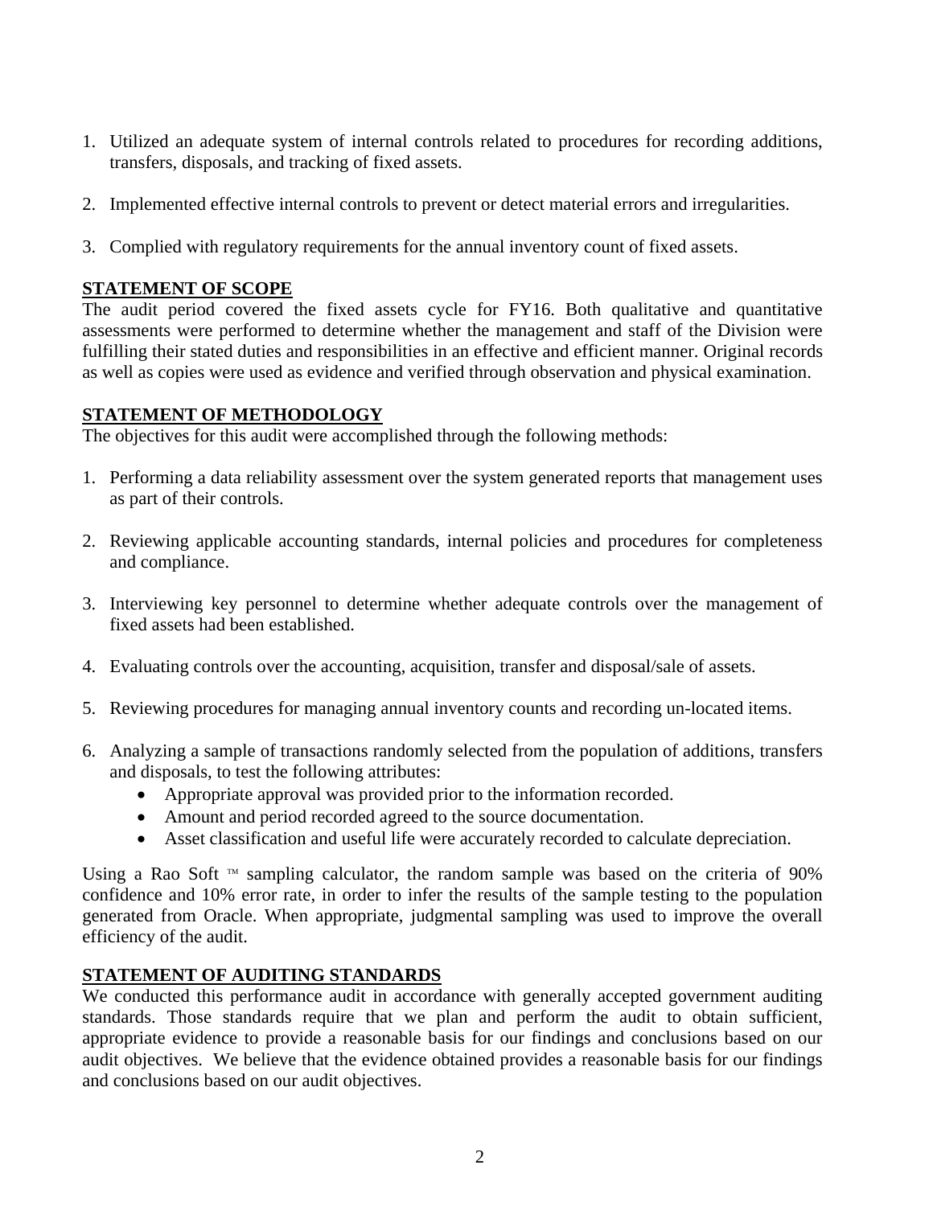1. Utilized an adequate system of internal controls related to procedures for recording additions, transfers, disposals, and tracking of fixed assets.

2. Implemented effective internal controls to prevent or detect material errors and irregularities.

3. Complied with regulatory requirements for the annual inventory count of fixed assets.

## STATEMENT OF SCOPE

The audit period covered the fixed assets cycle for FY16. Both qualitative and quantitative assessments were performed to determine whether the management and staff of the Division were fulfilling their stated duties and responsibilities in an effective and efficient manner. Original records as well as copies were used as evidence and verified through observation and physical examination.

## STATEMENT OF METHODOLOGY

The objectives for this audit were accomplished through the following methods:

1. Performing a data reliability assessment over the system generated reports that management uses as part of their controls.

2. Reviewing applicable accounting standards, internal policies and procedures for completeness and compliance.

3. Interviewing key personnel to determine whether adequate controls over the management of fixed assets had been established.

4. Evaluating controls over the accounting, acquisition, transfer and disposal/sale of assets.

5. Reviewing procedures for managing annual inventory counts and recording un-located items.

6. Analyzing a sample of transactions randomly selected from the population of additions, transfers and disposals, to test the following attributes:
   - Appropriate approval was provided prior to the information recorded.
   - Amount and period recorded agreed to the source documentation.
   - Asset classification and useful life were accurately recorded to calculate depreciation.

Using a Rao Soft ™ sampling calculator, the random sample was based on the criteria of 90% confidence and 10% error rate, in order to infer the results of the sample testing to the population generated from Oracle. When appropriate, judgmental sampling was used to improve the overall efficiency of the audit.

## STATEMENT OF AUDITING STANDARDS

We conducted this performance audit in accordance with generally accepted government auditing standards. Those standards require that we plan and perform the audit to obtain sufficient, appropriate evidence to provide a reasonable basis for our findings and conclusions based on our audit objectives. We believe that the evidence obtained provides a reasonable basis for our findings and conclusions based on our audit objectives.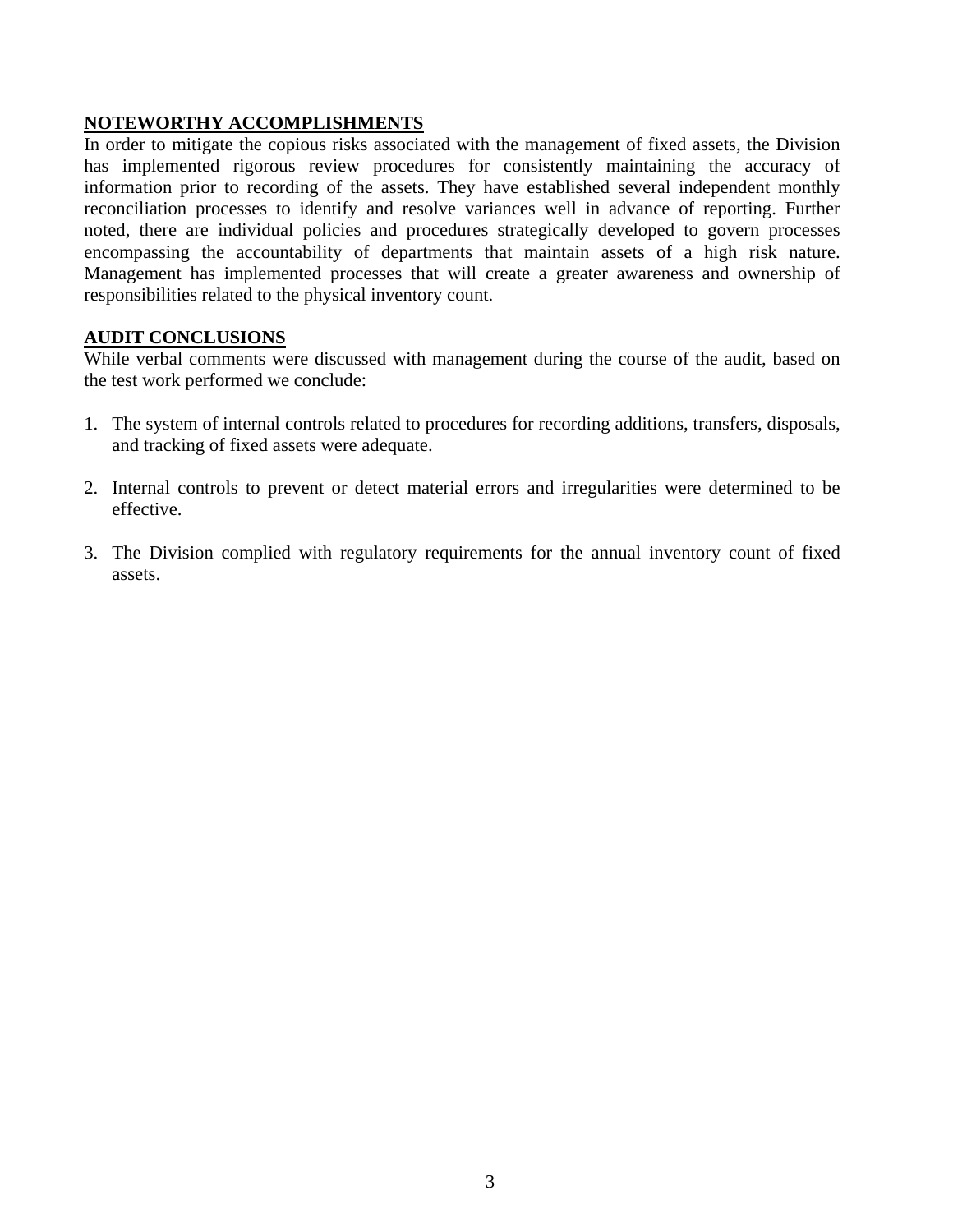## NOTEWORTHY ACCOMPLISHMENTS

In order to mitigate the copious risks associated with the management of fixed assets, the Division has implemented rigorous review procedures for consistently maintaining the accuracy of information prior to recording of the assets. They have established several independent monthly reconciliation processes to identify and resolve variances well in advance of reporting. Further noted, there are individual policies and procedures strategically developed to govern processes encompassing the accountability of departments that maintain assets of a high risk nature. Management has implemented processes that will create a greater awareness and ownership of responsibilities related to the physical inventory count.

## AUDIT CONCLUSIONS

While verbal comments were discussed with management during the course of the audit, based on the test work performed we conclude:

1. The system of internal controls related to procedures for recording additions, transfers, disposals, and tracking of fixed assets were adequate.

2. Internal controls to prevent or detect material errors and irregularities were determined to be effective.

3. The Division complied with regulatory requirements for the annual inventory count of fixed assets.